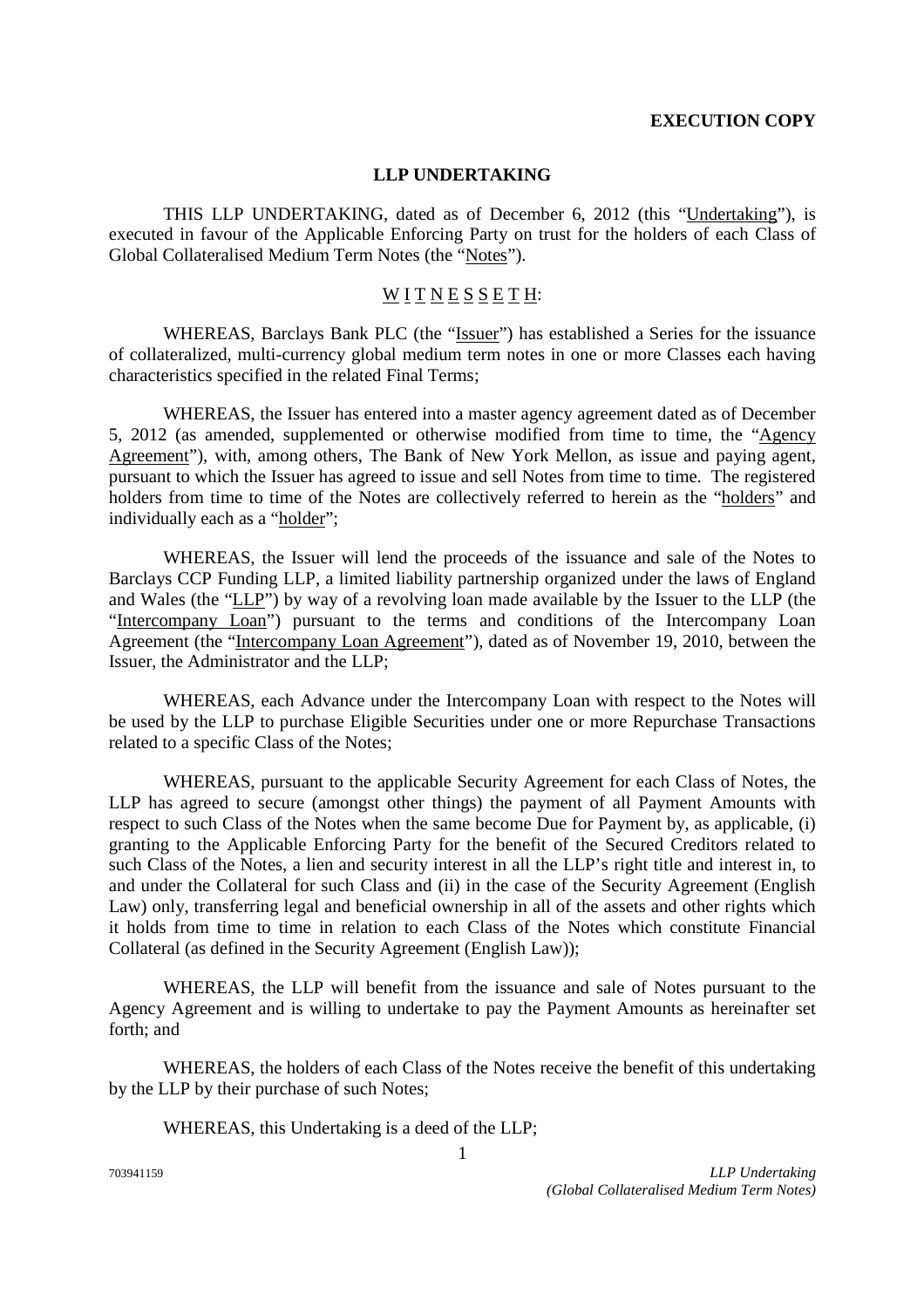**EXECUTION COPY**

**LLP UNDERTAKING**

THIS LLP UNDERTAKING, dated as of December 6, 2012 (this "Undertaking"), is executed in favour of the Applicable Enforcing Party on trust for the holders of each Class of Global Collateralised Medium Term Notes (the "Notes").

W I T N E S S E T H:

WHEREAS, Barclays Bank PLC (the "Issuer") has established a Series for the issuance of collateralized, multi-currency global medium term notes in one or more Classes each having characteristics specified in the related Final Terms;

WHEREAS, the Issuer has entered into a master agency agreement dated as of December 5, 2012 (as amended, supplemented or otherwise modified from time to time, the "Agency Agreement"), with, among others, The Bank of New York Mellon, as issue and paying agent, pursuant to which the Issuer has agreed to issue and sell Notes from time to time. The registered holders from time to time of the Notes are collectively referred to herein as the "holders" and individually each as a "holder";

WHEREAS, the Issuer will lend the proceeds of the issuance and sale of the Notes to Barclays CCP Funding LLP, a limited liability partnership organized under the laws of England and Wales (the "LLP") by way of a revolving loan made available by the Issuer to the LLP (the "Intercompany Loan") pursuant to the terms and conditions of the Intercompany Loan Agreement (the "Intercompany Loan Agreement"), dated as of November 19, 2010, between the Issuer, the Administrator and the LLP;

WHEREAS, each Advance under the Intercompany Loan with respect to the Notes will be used by the LLP to purchase Eligible Securities under one or more Repurchase Transactions related to a specific Class of the Notes;

WHEREAS, pursuant to the applicable Security Agreement for each Class of Notes, the LLP has agreed to secure (amongst other things) the payment of all Payment Amounts with respect to such Class of the Notes when the same become Due for Payment by, as applicable, (i) granting to the Applicable Enforcing Party for the benefit of the Secured Creditors related to such Class of the Notes, a lien and security interest in all the LLP's right title and interest in, to and under the Collateral for such Class and (ii) in the case of the Security Agreement (English Law) only, transferring legal and beneficial ownership in all of the assets and other rights which it holds from time to time in relation to each Class of the Notes which constitute Financial Collateral (as defined in the Security Agreement (English Law));

WHEREAS, the LLP will benefit from the issuance and sale of Notes pursuant to the Agency Agreement and is willing to undertake to pay the Payment Amounts as hereinafter set forth; and

WHEREAS, the holders of each Class of the Notes receive the benefit of this undertaking by the LLP by their purchase of such Notes;

WHEREAS, this Undertaking is a deed of the LLP;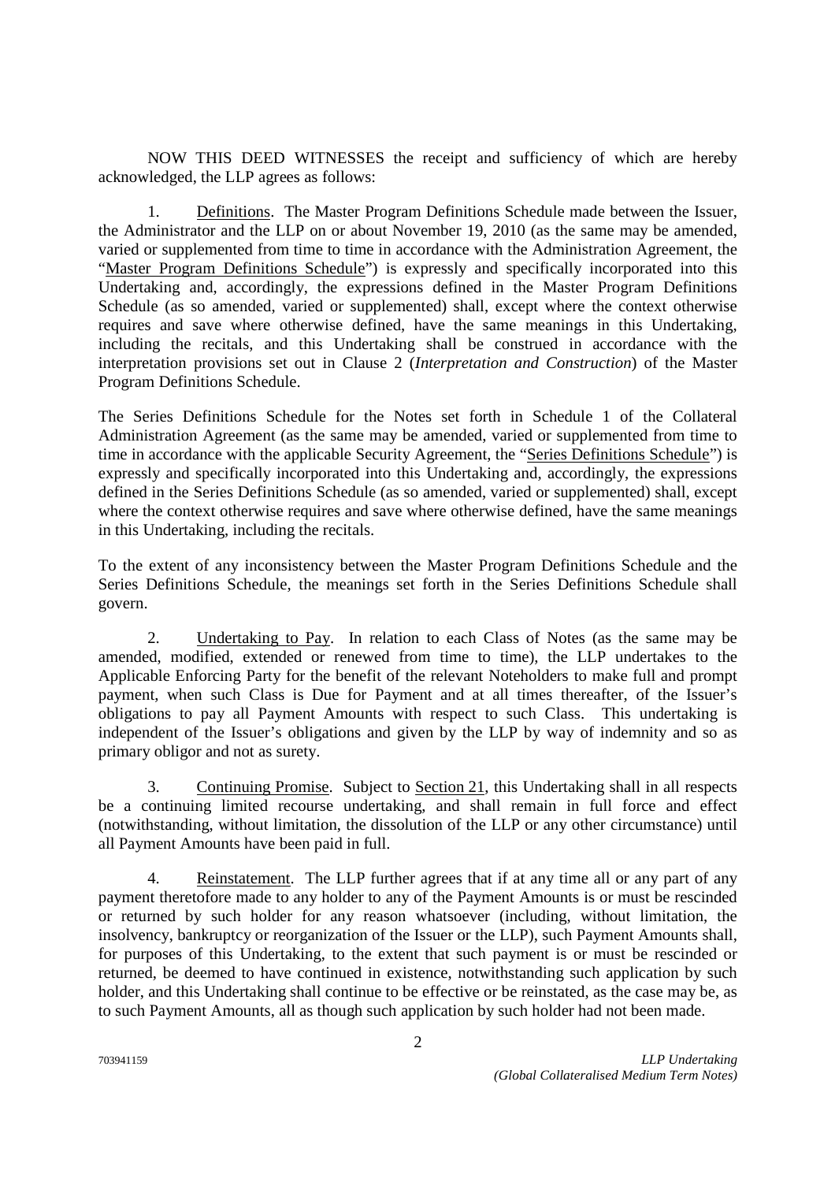NOW THIS DEED WITNESSES the receipt and sufficiency of which are hereby acknowledged, the LLP agrees as follows:

1. Definitions. The Master Program Definitions Schedule made between the Issuer, the Administrator and the LLP on or about November 19, 2010 (as the same may be amended, varied or supplemented from time to time in accordance with the Administration Agreement, the "Master Program Definitions Schedule") is expressly and specifically incorporated into this Undertaking and, accordingly, the expressions defined in the Master Program Definitions Schedule (as so amended, varied or supplemented) shall, except where the context otherwise requires and save where otherwise defined, have the same meanings in this Undertaking, including the recitals, and this Undertaking shall be construed in accordance with the interpretation provisions set out in Clause 2 (*Interpretation and Construction*) of the Master Program Definitions Schedule.

The Series Definitions Schedule for the Notes set forth in Schedule 1 of the Collateral Administration Agreement (as the same may be amended, varied or supplemented from time to time in accordance with the applicable Security Agreement, the "Series Definitions Schedule") is expressly and specifically incorporated into this Undertaking and, accordingly, the expressions defined in the Series Definitions Schedule (as so amended, varied or supplemented) shall, except where the context otherwise requires and save where otherwise defined, have the same meanings in this Undertaking, including the recitals.

To the extent of any inconsistency between the Master Program Definitions Schedule and the Series Definitions Schedule, the meanings set forth in the Series Definitions Schedule shall govern.

2. Undertaking to Pay. In relation to each Class of Notes (as the same may be amended, modified, extended or renewed from time to time), the LLP undertakes to the Applicable Enforcing Party for the benefit of the relevant Noteholders to make full and prompt payment, when such Class is Due for Payment and at all times thereafter, of the Issuer's obligations to pay all Payment Amounts with respect to such Class. This undertaking is independent of the Issuer's obligations and given by the LLP by way of indemnity and so as primary obligor and not as surety.

3. Continuing Promise. Subject to Section 21, this Undertaking shall in all respects be a continuing limited recourse undertaking, and shall remain in full force and effect (notwithstanding, without limitation, the dissolution of the LLP or any other circumstance) until all Payment Amounts have been paid in full.

4. Reinstatement. The LLP further agrees that if at any time all or any part of any payment theretofore made to any holder to any of the Payment Amounts is or must be rescinded or returned by such holder for any reason whatsoever (including, without limitation, the insolvency, bankruptcy or reorganization of the Issuer or the LLP), such Payment Amounts shall, for purposes of this Undertaking, to the extent that such payment is or must be rescinded or returned, be deemed to have continued in existence, notwithstanding such application by such holder, and this Undertaking shall continue to be effective or be reinstated, as the case may be, as to such Payment Amounts, all as though such application by such holder had not been made.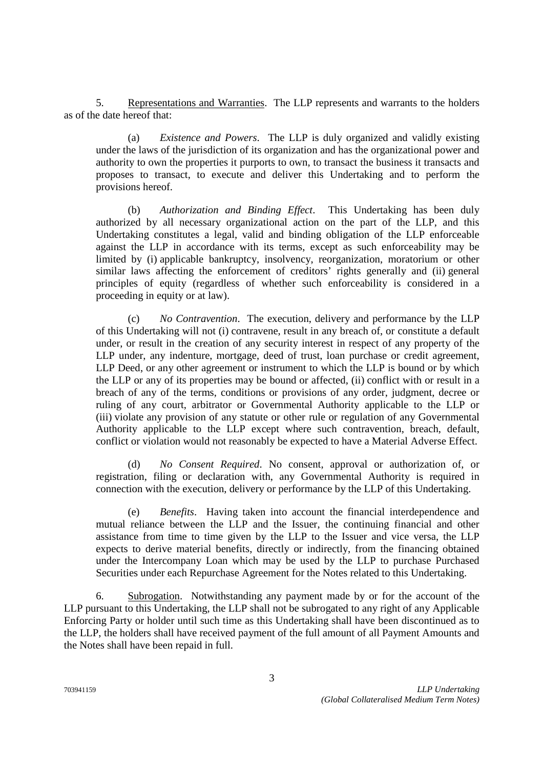5. <u>Representations and Warranties</u>. The LLP represents and warrants to the holders as of the date hereof that:

(a) *Existence and Powers*. The LLP is duly organized and validly existing under the laws of the jurisdiction of its organization and has the organizational power and authority to own the properties it purports to own, to transact the business it transacts and proposes to transact, to execute and deliver this Undertaking and to perform the provisions hereof.

(b) *Authorization and Binding Effect*. This Undertaking has been duly authorized by all necessary organizational action on the part of the LLP, and this Undertaking constitutes a legal, valid and binding obligation of the LLP enforceable against the LLP in accordance with its terms, except as such enforceability may be limited by (i) applicable bankruptcy, insolvency, reorganization, moratorium or other similar laws affecting the enforcement of creditors' rights generally and (ii) general principles of equity (regardless of whether such enforceability is considered in a proceeding in equity or at law).

(c) *No Contravention*. The execution, delivery and performance by the LLP of this Undertaking will not (i) contravene, result in any breach of, or constitute a default under, or result in the creation of any security interest in respect of any property of the LLP under, any indenture, mortgage, deed of trust, loan purchase or credit agreement, LLP Deed, or any other agreement or instrument to which the LLP is bound or by which the LLP or any of its properties may be bound or affected, (ii) conflict with or result in a breach of any of the terms, conditions or provisions of any order, judgment, decree or ruling of any court, arbitrator or Governmental Authority applicable to the LLP or (iii) violate any provision of any statute or other rule or regulation of any Governmental Authority applicable to the LLP except where such contravention, breach, default, conflict or violation would not reasonably be expected to have a Material Adverse Effect.

(d) *No Consent Required*. No consent, approval or authorization of, or registration, filing or declaration with, any Governmental Authority is required in connection with the execution, delivery or performance by the LLP of this Undertaking.

(e) *Benefits*. Having taken into account the financial interdependence and mutual reliance between the LLP and the Issuer, the continuing financial and other assistance from time to time given by the LLP to the Issuer and vice versa, the LLP expects to derive material benefits, directly or indirectly, from the financing obtained under the Intercompany Loan which may be used by the LLP to purchase Purchased Securities under each Repurchase Agreement for the Notes related to this Undertaking.

6. <u>Subrogation</u>. Notwithstanding any payment made by or for the account of the LLP pursuant to this Undertaking, the LLP shall not be subrogated to any right of any Applicable Enforcing Party or holder until such time as this Undertaking shall have been discontinued as to the LLP, the holders shall have received payment of the full amount of all Payment Amounts and the Notes shall have been repaid in full.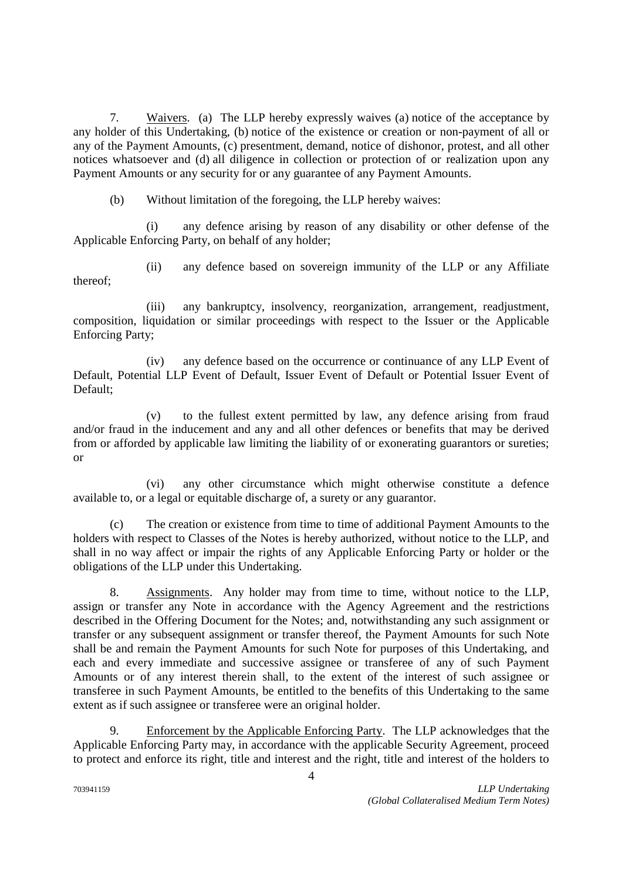7. Waivers. (a) The LLP hereby expressly waives (a) notice of the acceptance by any holder of this Undertaking, (b) notice of the existence or creation or non-payment of all or any of the Payment Amounts, (c) presentment, demand, notice of dishonor, protest, and all other notices whatsoever and (d) all diligence in collection or protection of or realization upon any Payment Amounts or any security for or any guarantee of any Payment Amounts.

(b) Without limitation of the foregoing, the LLP hereby waives:

(i) any defence arising by reason of any disability or other defense of the Applicable Enforcing Party, on behalf of any holder;

(ii) any defence based on sovereign immunity of the LLP or any Affiliate thereof;

(iii) any bankruptcy, insolvency, reorganization, arrangement, readjustment, composition, liquidation or similar proceedings with respect to the Issuer or the Applicable Enforcing Party;

(iv) any defence based on the occurrence or continuance of any LLP Event of Default, Potential LLP Event of Default, Issuer Event of Default or Potential Issuer Event of Default;

(v) to the fullest extent permitted by law, any defence arising from fraud and/or fraud in the inducement and any and all other defences or benefits that may be derived from or afforded by applicable law limiting the liability of or exonerating guarantors or sureties; or

(vi) any other circumstance which might otherwise constitute a defence available to, or a legal or equitable discharge of, a surety or any guarantor.

(c) The creation or existence from time to time of additional Payment Amounts to the holders with respect to Classes of the Notes is hereby authorized, without notice to the LLP, and shall in no way affect or impair the rights of any Applicable Enforcing Party or holder or the obligations of the LLP under this Undertaking.

8. Assignments. Any holder may from time to time, without notice to the LLP, assign or transfer any Note in accordance with the Agency Agreement and the restrictions described in the Offering Document for the Notes; and, notwithstanding any such assignment or transfer or any subsequent assignment or transfer thereof, the Payment Amounts for such Note shall be and remain the Payment Amounts for such Note for purposes of this Undertaking, and each and every immediate and successive assignee or transferee of any of such Payment Amounts or of any interest therein shall, to the extent of the interest of such assignee or transferee in such Payment Amounts, be entitled to the benefits of this Undertaking to the same extent as if such assignee or transferee were an original holder.

9. Enforcement by the Applicable Enforcing Party. The LLP acknowledges that the Applicable Enforcing Party may, in accordance with the applicable Security Agreement, proceed to protect and enforce its right, title and interest and the right, title and interest of the holders to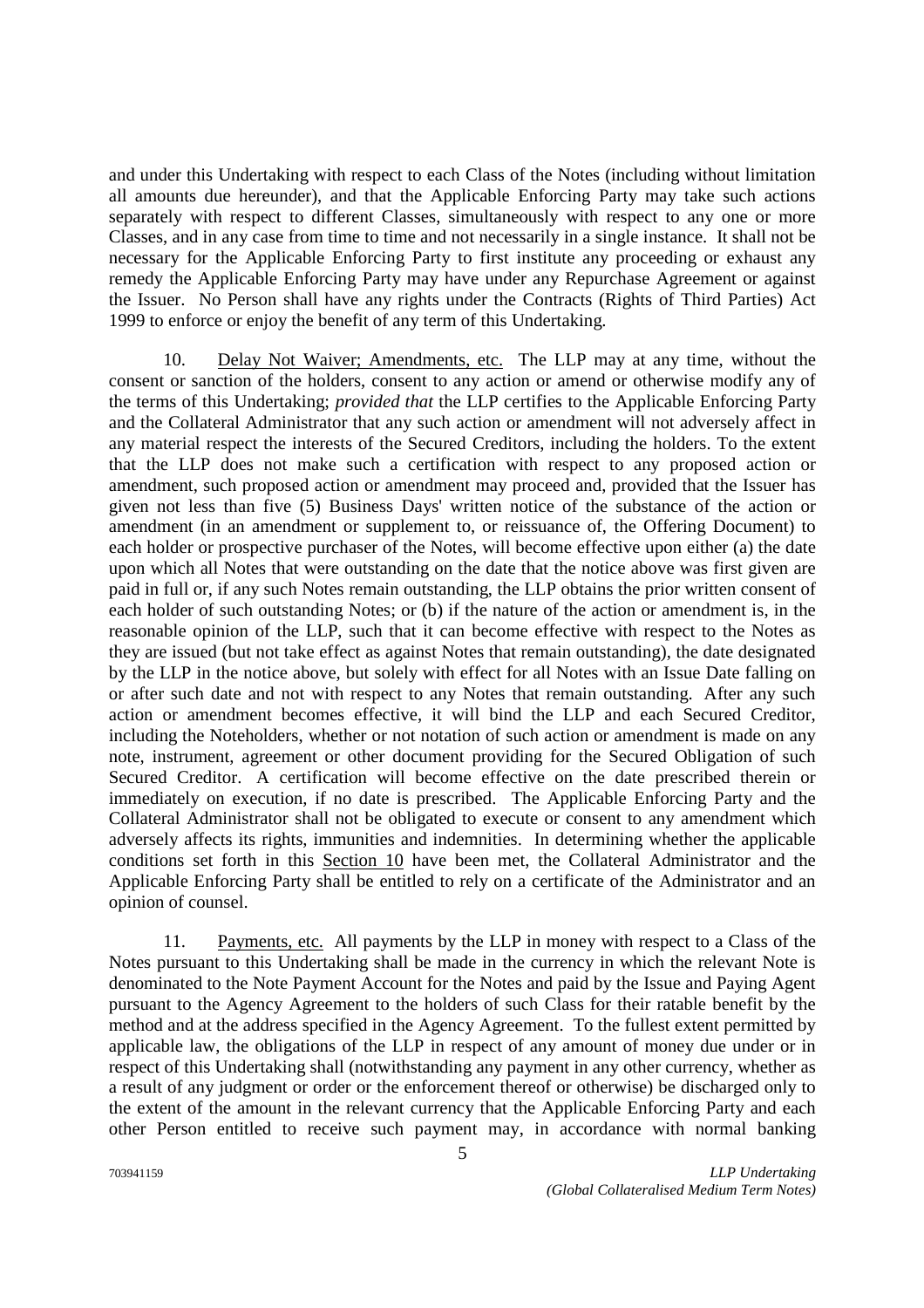and under this Undertaking with respect to each Class of the Notes (including without limitation all amounts due hereunder), and that the Applicable Enforcing Party may take such actions separately with respect to different Classes, simultaneously with respect to any one or more Classes, and in any case from time to time and not necessarily in a single instance. It shall not be necessary for the Applicable Enforcing Party to first institute any proceeding or exhaust any remedy the Applicable Enforcing Party may have under any Repurchase Agreement or against the Issuer. No Person shall have any rights under the Contracts (Rights of Third Parties) Act 1999 to enforce or enjoy the benefit of any term of this Undertaking.

10. Delay Not Waiver; Amendments, etc. The LLP may at any time, without the consent or sanction of the holders, consent to any action or amend or otherwise modify any of the terms of this Undertaking; *provided that* the LLP certifies to the Applicable Enforcing Party and the Collateral Administrator that any such action or amendment will not adversely affect in any material respect the interests of the Secured Creditors, including the holders. To the extent that the LLP does not make such a certification with respect to any proposed action or amendment, such proposed action or amendment may proceed and, provided that the Issuer has given not less than five (5) Business Days' written notice of the substance of the action or amendment (in an amendment or supplement to, or reissuance of, the Offering Document) to each holder or prospective purchaser of the Notes, will become effective upon either (a) the date upon which all Notes that were outstanding on the date that the notice above was first given are paid in full or, if any such Notes remain outstanding, the LLP obtains the prior written consent of each holder of such outstanding Notes; or (b) if the nature of the action or amendment is, in the reasonable opinion of the LLP, such that it can become effective with respect to the Notes as they are issued (but not take effect as against Notes that remain outstanding), the date designated by the LLP in the notice above, but solely with effect for all Notes with an Issue Date falling on or after such date and not with respect to any Notes that remain outstanding. After any such action or amendment becomes effective, it will bind the LLP and each Secured Creditor, including the Noteholders, whether or not notation of such action or amendment is made on any note, instrument, agreement or other document providing for the Secured Obligation of such Secured Creditor. A certification will become effective on the date prescribed therein or immediately on execution, if no date is prescribed. The Applicable Enforcing Party and the Collateral Administrator shall not be obligated to execute or consent to any amendment which adversely affects its rights, immunities and indemnities. In determining whether the applicable conditions set forth in this Section 10 have been met, the Collateral Administrator and the Applicable Enforcing Party shall be entitled to rely on a certificate of the Administrator and an opinion of counsel.

11. Payments, etc. All payments by the LLP in money with respect to a Class of the Notes pursuant to this Undertaking shall be made in the currency in which the relevant Note is denominated to the Note Payment Account for the Notes and paid by the Issue and Paying Agent pursuant to the Agency Agreement to the holders of such Class for their ratable benefit by the method and at the address specified in the Agency Agreement. To the fullest extent permitted by applicable law, the obligations of the LLP in respect of any amount of money due under or in respect of this Undertaking shall (notwithstanding any payment in any other currency, whether as a result of any judgment or order or the enforcement thereof or otherwise) be discharged only to the extent of the amount in the relevant currency that the Applicable Enforcing Party and each other Person entitled to receive such payment may, in accordance with normal banking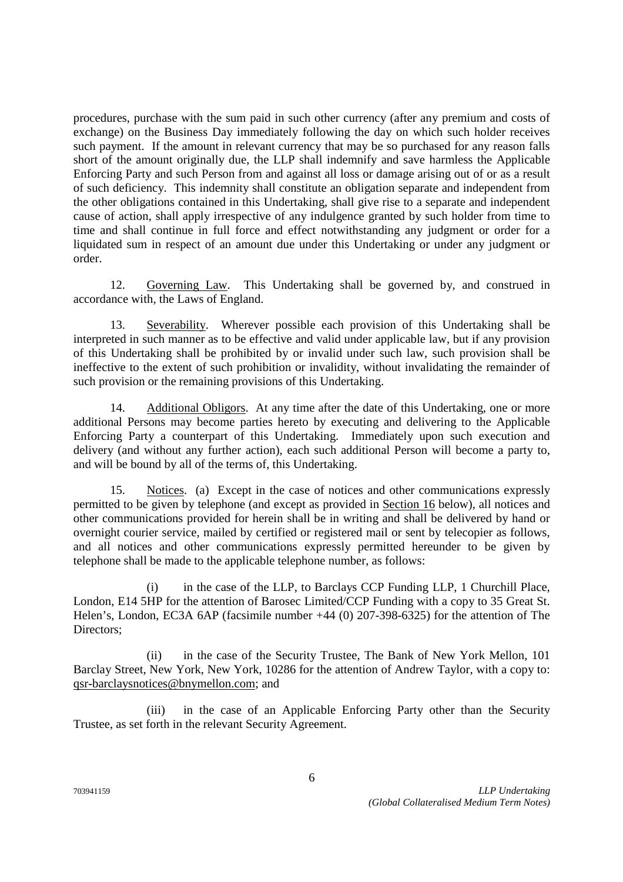procedures, purchase with the sum paid in such other currency (after any premium and costs of exchange) on the Business Day immediately following the day on which such holder receives such payment. If the amount in relevant currency that may be so purchased for any reason falls short of the amount originally due, the LLP shall indemnify and save harmless the Applicable Enforcing Party and such Person from and against all loss or damage arising out of or as a result of such deficiency. This indemnity shall constitute an obligation separate and independent from the other obligations contained in this Undertaking, shall give rise to a separate and independent cause of action, shall apply irrespective of any indulgence granted by such holder from time to time and shall continue in full force and effect notwithstanding any judgment or order for a liquidated sum in respect of an amount due under this Undertaking or under any judgment or order.

12. Governing Law. This Undertaking shall be governed by, and construed in accordance with, the Laws of England.

13. Severability. Wherever possible each provision of this Undertaking shall be interpreted in such manner as to be effective and valid under applicable law, but if any provision of this Undertaking shall be prohibited by or invalid under such law, such provision shall be ineffective to the extent of such prohibition or invalidity, without invalidating the remainder of such provision or the remaining provisions of this Undertaking.

14. Additional Obligors. At any time after the date of this Undertaking, one or more additional Persons may become parties hereto by executing and delivering to the Applicable Enforcing Party a counterpart of this Undertaking. Immediately upon such execution and delivery (and without any further action), each such additional Person will become a party to, and will be bound by all of the terms of, this Undertaking.

15. Notices. (a) Except in the case of notices and other communications expressly permitted to be given by telephone (and except as provided in Section 16 below), all notices and other communications provided for herein shall be in writing and shall be delivered by hand or overnight courier service, mailed by certified or registered mail or sent by telecopier as follows, and all notices and other communications expressly permitted hereunder to be given by telephone shall be made to the applicable telephone number, as follows:

(i) in the case of the LLP, to Barclays CCP Funding LLP, 1 Churchill Place, London, E14 5HP for the attention of Barosec Limited/CCP Funding with a copy to 35 Great St. Helen's, London, EC3A 6AP (facsimile number +44 (0) 207-398-6325) for the attention of The Directors;

(ii) in the case of the Security Trustee, The Bank of New York Mellon, 101 Barclay Street, New York, New York, 10286 for the attention of Andrew Taylor, with a copy to: qsr-barclaysnotices@bnymellon.com; and

(iii) in the case of an Applicable Enforcing Party other than the Security Trustee, as set forth in the relevant Security Agreement.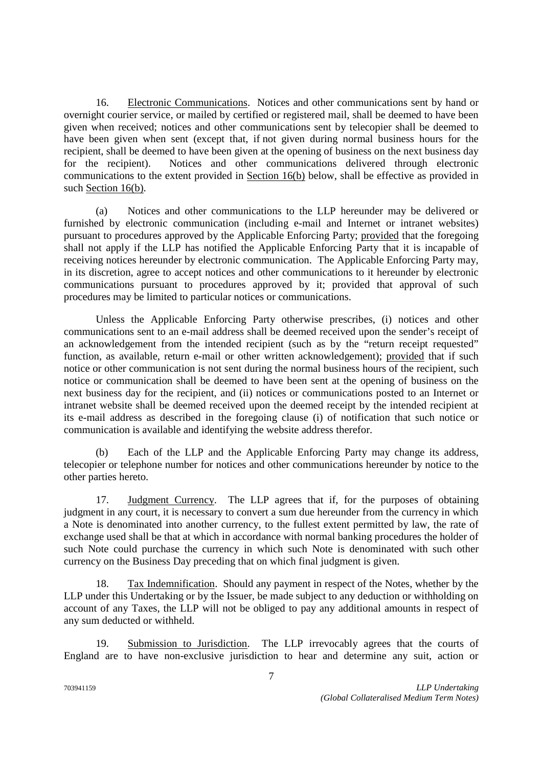16. Electronic Communications. Notices and other communications sent by hand or overnight courier service, or mailed by certified or registered mail, shall be deemed to have been given when received; notices and other communications sent by telecopier shall be deemed to have been given when sent (except that, if not given during normal business hours for the recipient, shall be deemed to have been given at the opening of business on the next business day for the recipient). Notices and other communications delivered through electronic communications to the extent provided in Section 16(b) below, shall be effective as provided in such Section 16(b).

(a) Notices and other communications to the LLP hereunder may be delivered or furnished by electronic communication (including e-mail and Internet or intranet websites) pursuant to procedures approved by the Applicable Enforcing Party; provided that the foregoing shall not apply if the LLP has notified the Applicable Enforcing Party that it is incapable of receiving notices hereunder by electronic communication. The Applicable Enforcing Party may, in its discretion, agree to accept notices and other communications to it hereunder by electronic communications pursuant to procedures approved by it; provided that approval of such procedures may be limited to particular notices or communications.

Unless the Applicable Enforcing Party otherwise prescribes, (i) notices and other communications sent to an e-mail address shall be deemed received upon the sender's receipt of an acknowledgement from the intended recipient (such as by the "return receipt requested" function, as available, return e-mail or other written acknowledgement); provided that if such notice or other communication is not sent during the normal business hours of the recipient, such notice or communication shall be deemed to have been sent at the opening of business on the next business day for the recipient, and (ii) notices or communications posted to an Internet or intranet website shall be deemed received upon the deemed receipt by the intended recipient at its e-mail address as described in the foregoing clause (i) of notification that such notice or communication is available and identifying the website address therefor.

(b) Each of the LLP and the Applicable Enforcing Party may change its address, telecopier or telephone number for notices and other communications hereunder by notice to the other parties hereto.

17. Judgment Currency. The LLP agrees that if, for the purposes of obtaining judgment in any court, it is necessary to convert a sum due hereunder from the currency in which a Note is denominated into another currency, to the fullest extent permitted by law, the rate of exchange used shall be that at which in accordance with normal banking procedures the holder of such Note could purchase the currency in which such Note is denominated with such other currency on the Business Day preceding that on which final judgment is given.

18. Tax Indemnification. Should any payment in respect of the Notes, whether by the LLP under this Undertaking or by the Issuer, be made subject to any deduction or withholding on account of any Taxes, the LLP will not be obliged to pay any additional amounts in respect of any sum deducted or withheld.

19. Submission to Jurisdiction. The LLP irrevocably agrees that the courts of England are to have non-exclusive jurisdiction to hear and determine any suit, action or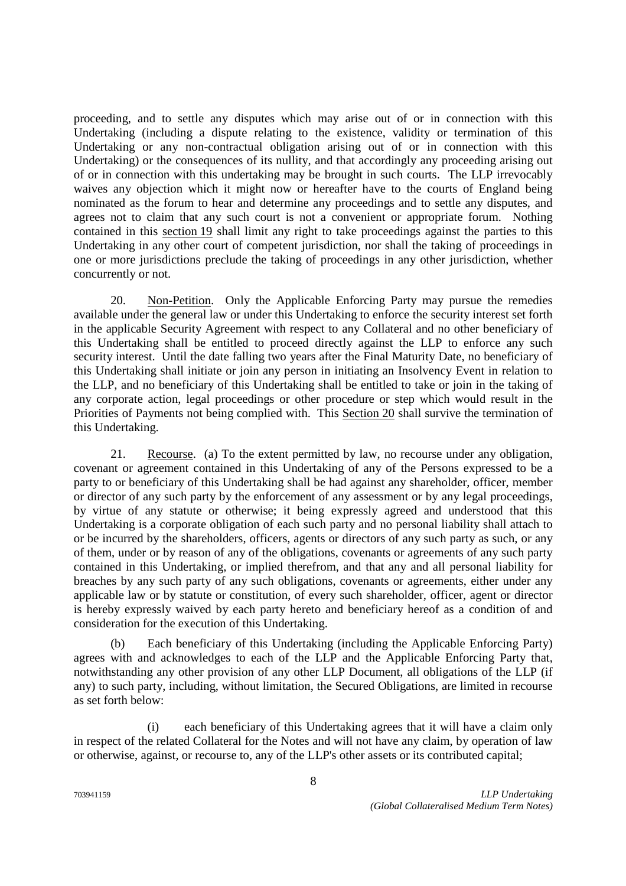proceeding, and to settle any disputes which may arise out of or in connection with this Undertaking (including a dispute relating to the existence, validity or termination of this Undertaking or any non-contractual obligation arising out of or in connection with this Undertaking) or the consequences of its nullity, and that accordingly any proceeding arising out of or in connection with this undertaking may be brought in such courts. The LLP irrevocably waives any objection which it might now or hereafter have to the courts of England being nominated as the forum to hear and determine any proceedings and to settle any disputes, and agrees not to claim that any such court is not a convenient or appropriate forum. Nothing contained in this section 19 shall limit any right to take proceedings against the parties to this Undertaking in any other court of competent jurisdiction, nor shall the taking of proceedings in one or more jurisdictions preclude the taking of proceedings in any other jurisdiction, whether concurrently or not.

20. Non-Petition. Only the Applicable Enforcing Party may pursue the remedies available under the general law or under this Undertaking to enforce the security interest set forth in the applicable Security Agreement with respect to any Collateral and no other beneficiary of this Undertaking shall be entitled to proceed directly against the LLP to enforce any such security interest. Until the date falling two years after the Final Maturity Date, no beneficiary of this Undertaking shall initiate or join any person in initiating an Insolvency Event in relation to the LLP, and no beneficiary of this Undertaking shall be entitled to take or join in the taking of any corporate action, legal proceedings or other procedure or step which would result in the Priorities of Payments not being complied with. This Section 20 shall survive the termination of this Undertaking.

21. Recourse. (a) To the extent permitted by law, no recourse under any obligation, covenant or agreement contained in this Undertaking of any of the Persons expressed to be a party to or beneficiary of this Undertaking shall be had against any shareholder, officer, member or director of any such party by the enforcement of any assessment or by any legal proceedings, by virtue of any statute or otherwise; it being expressly agreed and understood that this Undertaking is a corporate obligation of each such party and no personal liability shall attach to or be incurred by the shareholders, officers, agents or directors of any such party as such, or any of them, under or by reason of any of the obligations, covenants or agreements of any such party contained in this Undertaking, or implied therefrom, and that any and all personal liability for breaches by any such party of any such obligations, covenants or agreements, either under any applicable law or by statute or constitution, of every such shareholder, officer, agent or director is hereby expressly waived by each party hereto and beneficiary hereof as a condition of and consideration for the execution of this Undertaking.

(b) Each beneficiary of this Undertaking (including the Applicable Enforcing Party) agrees with and acknowledges to each of the LLP and the Applicable Enforcing Party that, notwithstanding any other provision of any other LLP Document, all obligations of the LLP (if any) to such party, including, without limitation, the Secured Obligations, are limited in recourse as set forth below:

(i) each beneficiary of this Undertaking agrees that it will have a claim only in respect of the related Collateral for the Notes and will not have any claim, by operation of law or otherwise, against, or recourse to, any of the LLP's other assets or its contributed capital;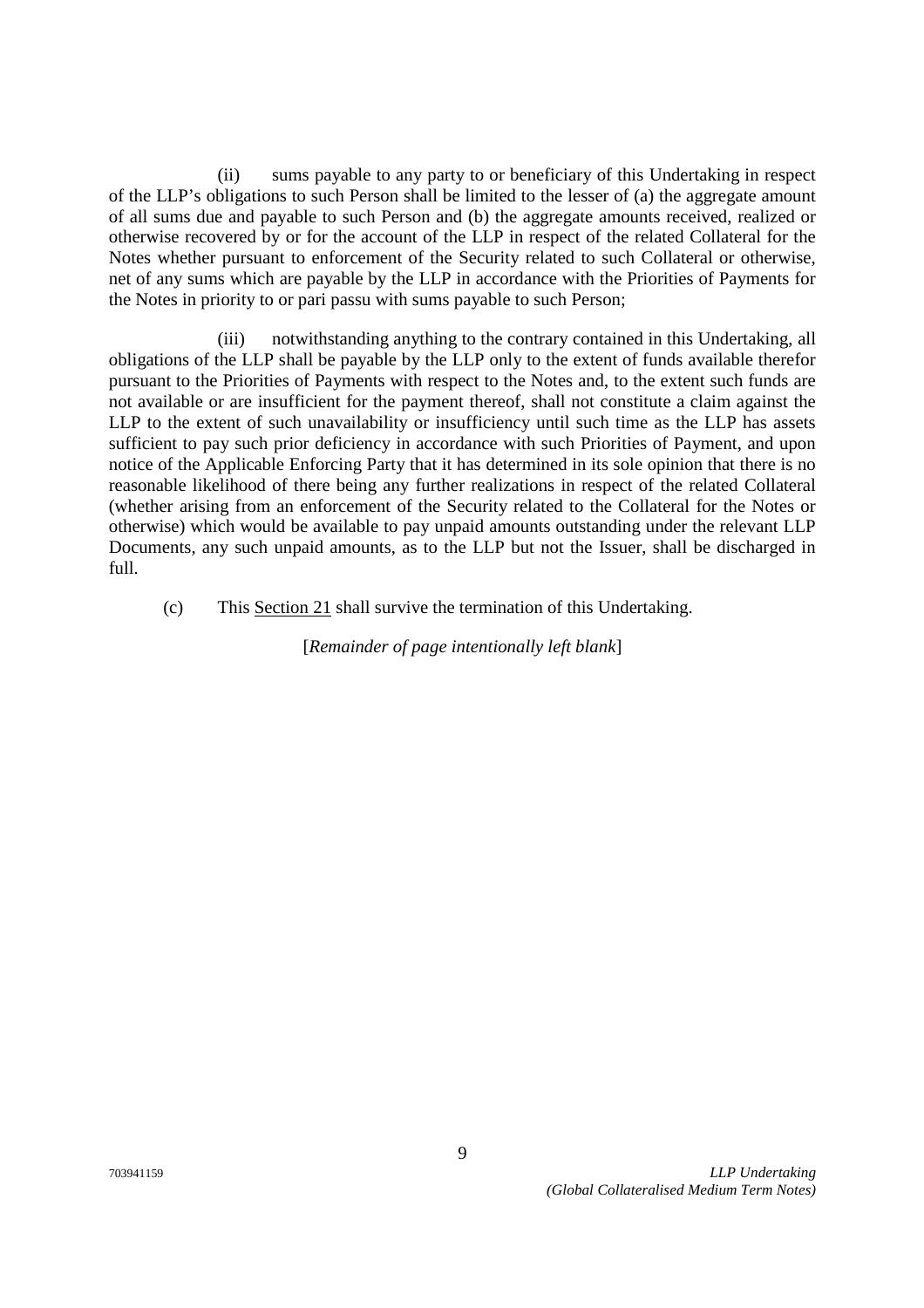(ii) sums payable to any party to or beneficiary of this Undertaking in respect of the LLP's obligations to such Person shall be limited to the lesser of (a) the aggregate amount of all sums due and payable to such Person and (b) the aggregate amounts received, realized or otherwise recovered by or for the account of the LLP in respect of the related Collateral for the Notes whether pursuant to enforcement of the Security related to such Collateral or otherwise, net of any sums which are payable by the LLP in accordance with the Priorities of Payments for the Notes in priority to or pari passu with sums payable to such Person;

(iii) notwithstanding anything to the contrary contained in this Undertaking, all obligations of the LLP shall be payable by the LLP only to the extent of funds available therefor pursuant to the Priorities of Payments with respect to the Notes and, to the extent such funds are not available or are insufficient for the payment thereof, shall not constitute a claim against the LLP to the extent of such unavailability or insufficiency until such time as the LLP has assets sufficient to pay such prior deficiency in accordance with such Priorities of Payment, and upon notice of the Applicable Enforcing Party that it has determined in its sole opinion that there is no reasonable likelihood of there being any further realizations in respect of the related Collateral (whether arising from an enforcement of the Security related to the Collateral for the Notes or otherwise) which would be available to pay unpaid amounts outstanding under the relevant LLP Documents, any such unpaid amounts, as to the LLP but not the Issuer, shall be discharged in full.

(c) This Section 21 shall survive the termination of this Undertaking.

[*Remainder of page intentionally left blank*]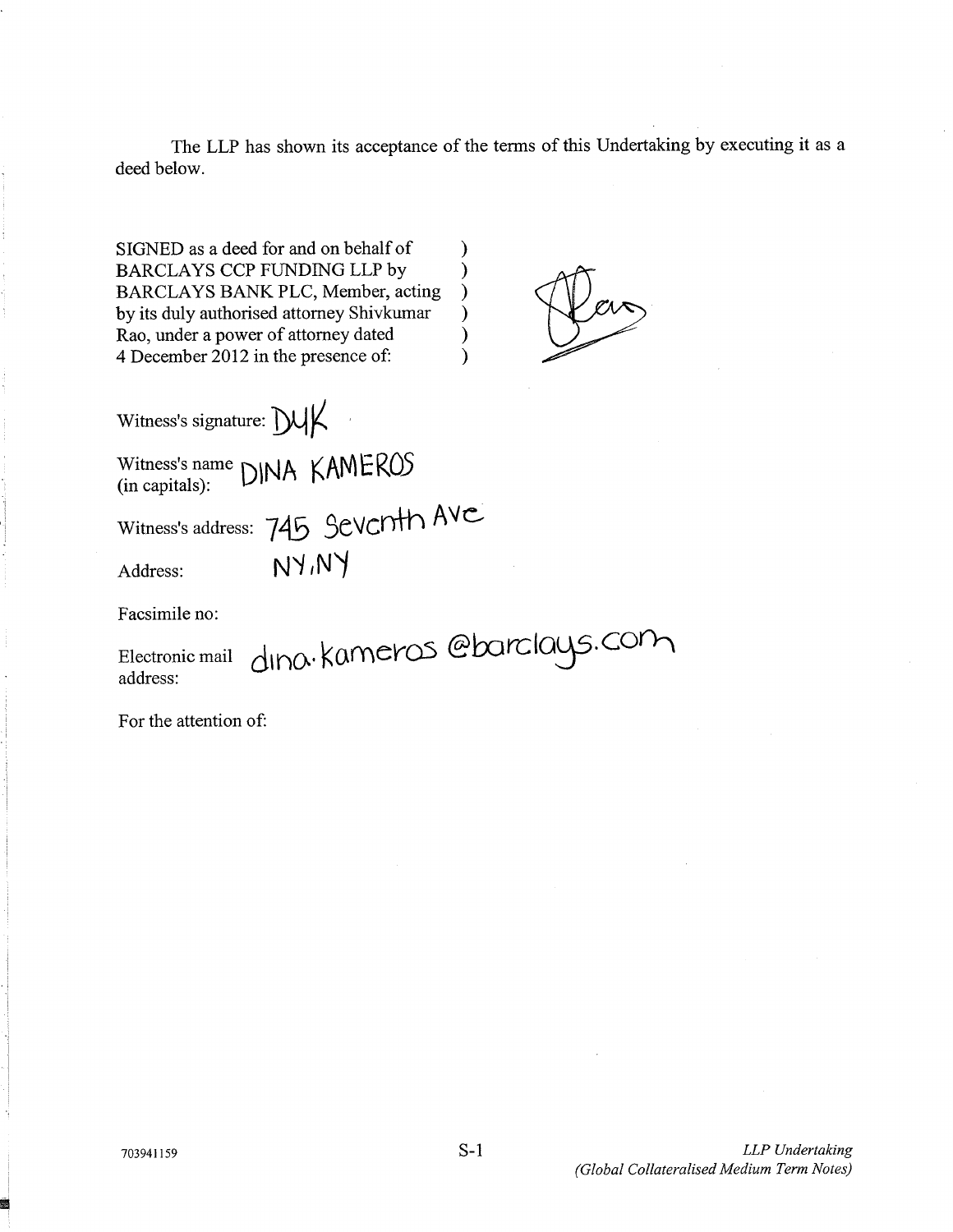The LLP has shown its acceptance of the terms of this Undertaking by executing it as a deed below.

SIGNED as a deed for and on behalf of BARCLAYS CCP FUNDING LLP by BARCLAYS BANK PLC, Member, acting by its duly authorised attorney Shivkumar Rao, under a power of attorney dated 4 December 2012 in the presence of: )

Witness's signature: DJK

Witness's name (in capitals): DINA KAMEROS

Witness's address: 745 Seventh Ave

Address: NY, NY

Facsimile no:

Electronic mail address: dina.kameros@barclays.com

For the attention of:

703941159

*LLP Undertaking (Global Collateralised Medium Term Notes)*